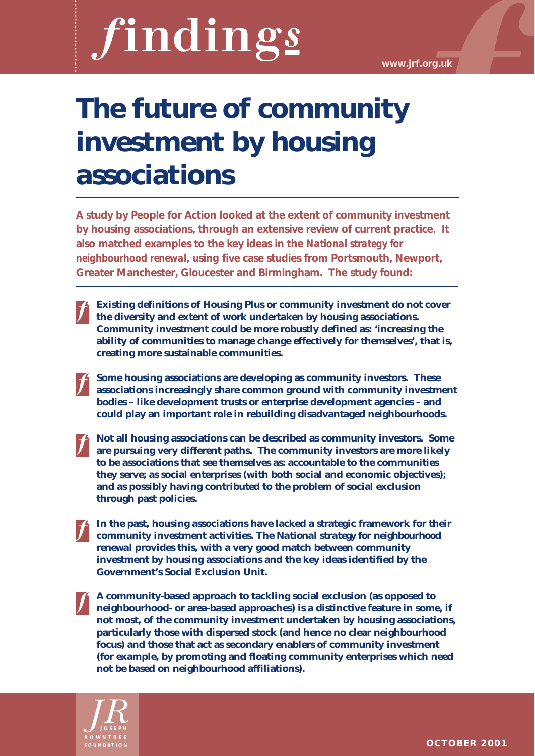# findings

# The future of community investment by housing associations

**A study by People for Action looked at the extent of community investment by housing associations, through an extensive review of current practice. It also matched examples to the key ideas in the *National strategy for neighbourhood renewal*, using five case studies from Portsmouth, Newport, Greater Manchester, Gloucester and Birmingham. The study found:**

- **Existing definitions of Housing Plus or community investment do not cover the diversity and extent of work undertaken by housing associations. Community investment could be more robustly defined as: 'increasing the ability of communities to manage change effectively for themselves', that is, creating more sustainable communities.**

- **Some housing associations are developing as community investors. These associations increasingly share common ground with community investment bodies – like development trusts or enterprise development agencies – and could play an important role in rebuilding disadvantaged neighbourhoods.**

- **Not all housing associations can be described as community investors. Some are pursuing very different paths. The community investors are more likely to be associations that see themselves as: accountable to the communities they serve; as social enterprises (with both social and economic objectives); and as possibly having contributed to the problem of social exclusion through past policies.**

- **In the past, housing associations have lacked a strategic framework for their community investment activities. The *National strategy for neighbourhood renewal* provides this, with a very good match between community investment by housing associations and the key ideas identified by the Government's Social Exclusion Unit.**

- **A community-based approach to tackling social exclusion (as opposed to neighbourhood- or area-based approaches) is a distinctive feature in some, if not most, of the community investment undertaken by housing associations, particularly those with dispersed stock (and hence no clear neighbourhood focus) and those that act as secondary enablers of community investment (for example, by promoting and floating community enterprises which need not be based on neighbourhood affiliations).**

OCTOBER 2001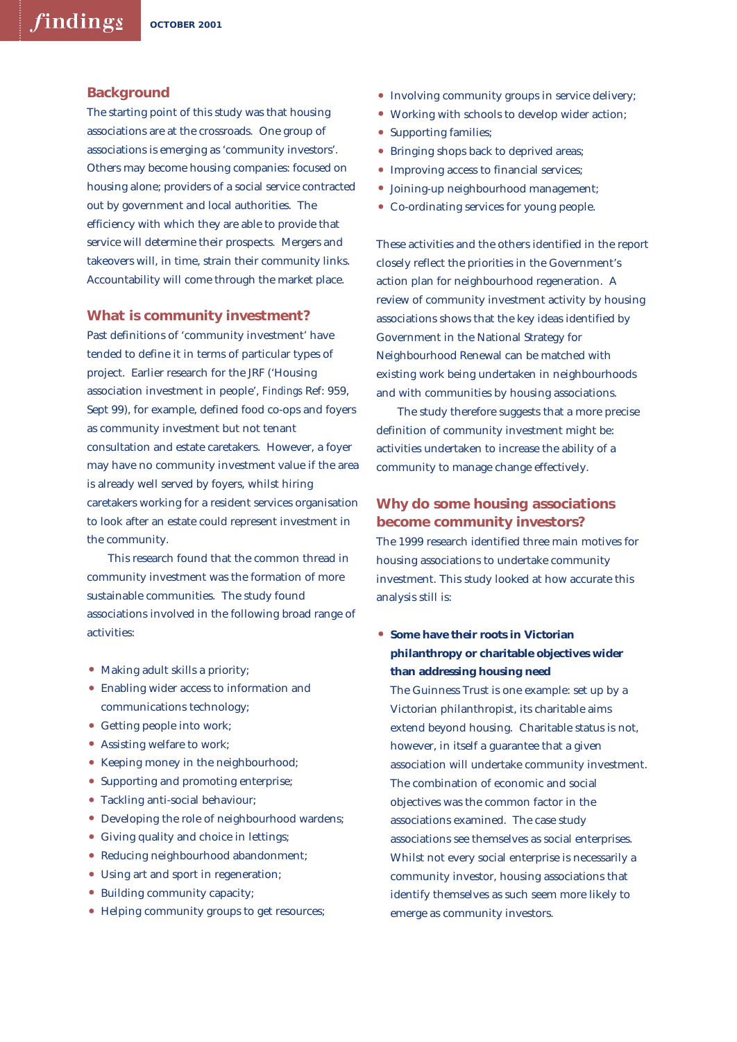## Background

The starting point of this study was that housing associations are at the crossroads. One group of associations is emerging as 'community investors'. Others may become housing companies: focused on housing alone; providers of a social service contracted out by government and local authorities. The efficiency with which they are able to provide that service will determine their prospects. Mergers and takeovers will, in time, strain their community links. Accountability will come through the market place.

## What is community investment?

Past definitions of 'community investment' have tended to define it in terms of particular types of project. Earlier research for the JRF ('Housing association investment in people', *Findings* Ref: 959, Sept 99), for example, defined food co-ops and foyers as community investment but not tenant consultation and estate caretakers. However, a foyer may have no community investment value if the area is already well served by foyers, whilst hiring caretakers working for a resident services organisation to look after an estate could represent investment in the community.

This research found that the common thread in community investment was the formation of more sustainable communities. The study found associations involved in the following broad range of activities:

- Making adult skills a priority;
- Enabling wider access to information and communications technology;
- Getting people into work;
- Assisting welfare to work;
- Keeping money in the neighbourhood;
- Supporting and promoting enterprise;
- Tackling anti-social behaviour;
- Developing the role of neighbourhood wardens;
- Giving quality and choice in lettings;
- Reducing neighbourhood abandonment;
- Using art and sport in regeneration;
- Building community capacity;
- Helping community groups to get resources;
- Involving community groups in service delivery;
- Working with schools to develop wider action;
- Supporting families;
- Bringing shops back to deprived areas;
- Improving access to financial services;
- Joining-up neighbourhood management;
- Co-ordinating services for young people.

These activities and the others identified in the report closely reflect the priorities in the Government's action plan for neighbourhood regeneration. A review of community investment activity by housing associations shows that the key ideas identified by Government in the National Strategy for Neighbourhood Renewal can be matched with existing work being undertaken in neighbourhoods and with communities by housing associations.

The study therefore suggests that a more precise definition of community investment might be: activities undertaken to increase the ability of a community to manage change effectively.

## Why do some housing associations become community investors?

The 1999 research identified three main motives for housing associations to undertake community investment. This study looked at how accurate this analysis still is:

- **Some have their roots in Victorian philanthropy or charitable objectives wider than addressing housing need**
  
  The Guinness Trust is one example: set up by a Victorian philanthropist, its charitable aims extend beyond housing. Charitable status is not, however, in itself a guarantee that a given association will undertake community investment. The combination of economic and social objectives was the common factor in the associations examined. The case study associations see themselves as social enterprises. Whilst not every social enterprise is necessarily a community investor, housing associations that identify themselves as such seem more likely to emerge as community investors.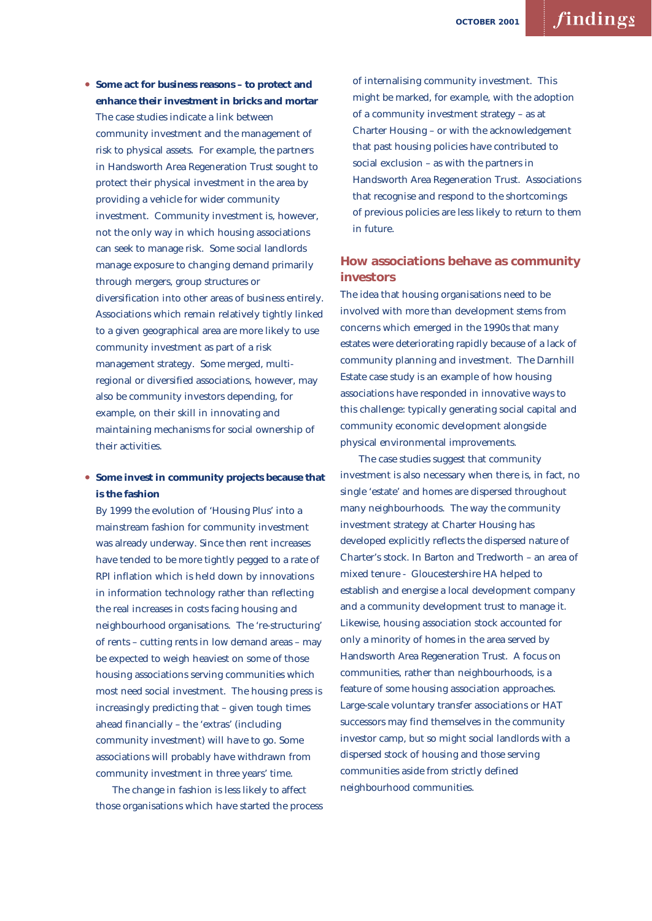- **Some act for business reasons – to protect and enhance their investment in bricks and mortar**
The case studies indicate a link between community investment and the management of risk to physical assets. For example, the partners in Handsworth Area Regeneration Trust sought to protect their physical investment in the area by providing a vehicle for wider community investment. Community investment is, however, not the only way in which housing associations can seek to manage risk. Some social landlords manage exposure to changing demand primarily through mergers, group structures or diversification into other areas of business entirely. Associations which remain relatively tightly linked to a given geographical area are more likely to use community investment as part of a risk management strategy. Some merged, multi-regional or diversified associations, however, may also be community investors depending, for example, on their skill in innovating and maintaining mechanisms for social ownership of their activities.

- **Some invest in community projects because that is the fashion**
By 1999 the evolution of 'Housing Plus' into a mainstream fashion for community investment was already underway. Since then rent increases have tended to be more tightly pegged to a rate of RPI inflation which is held down by innovations in information technology rather than reflecting the real increases in costs facing housing and neighbourhood organisations. The 're-structuring' of rents – cutting rents in low demand areas – may be expected to weigh heaviest on some of those housing associations serving communities which most need social investment. The housing press is increasingly predicting that – given tough times ahead financially – the 'extras' (including community investment) will have to go. Some associations will probably have withdrawn from community investment in three years' time.

The change in fashion is less likely to affect those organisations which have started the process of internalising community investment. This might be marked, for example, with the adoption of a community investment strategy – as at Charter Housing – or with the acknowledgement that past housing policies have contributed to social exclusion – as with the partners in Handsworth Area Regeneration Trust. Associations that recognise and respond to the shortcomings of previous policies are less likely to return to them in future.

## How associations behave as community investors

The idea that housing organisations need to be involved with more than development stems from concerns which emerged in the 1990s that many estates were deteriorating rapidly because of a lack of community planning and investment. The Darnhill Estate case study is an example of how housing associations have responded in innovative ways to this challenge: typically generating social capital and community economic development alongside physical environmental improvements.

The case studies suggest that community investment is also necessary when there is, in fact, no single 'estate' and homes are dispersed throughout many neighbourhoods. The way the community investment strategy at Charter Housing has developed explicitly reflects the dispersed nature of Charter's stock. In Barton and Tredworth – an area of mixed tenure - Gloucestershire HA helped to establish and energise a local development company and a community development trust to manage it. Likewise, housing association stock accounted for only a minority of homes in the area served by Handsworth Area Regeneration Trust. A focus on communities, rather than neighbourhoods, is a feature of some housing association approaches. Large-scale voluntary transfer associations or HAT successors may find themselves in the community investor camp, but so might social landlords with a dispersed stock of housing and those serving communities aside from strictly defined neighbourhood communities.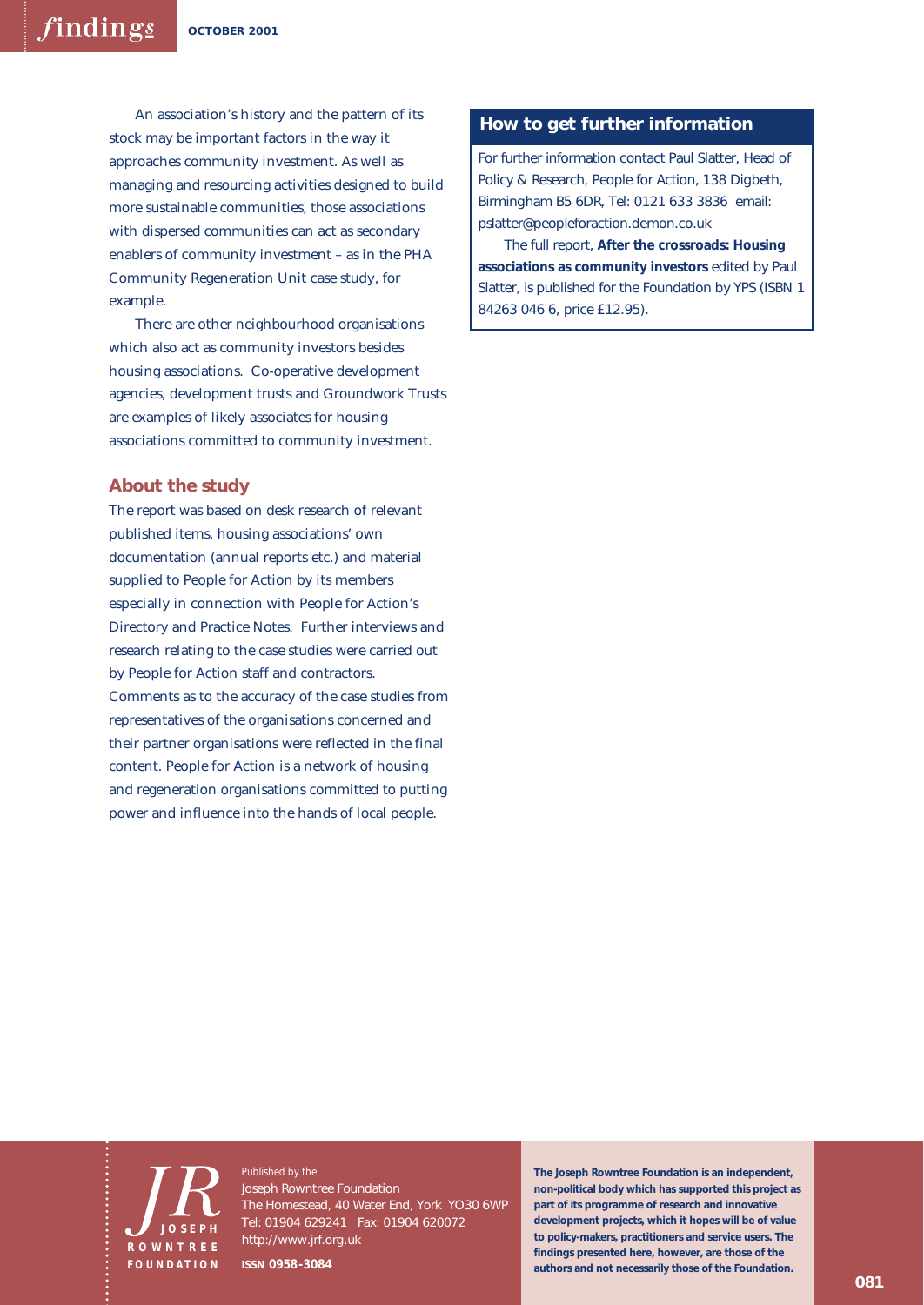An association's history and the pattern of its stock may be important factors in the way it approaches community investment. As well as managing and resourcing activities designed to build more sustainable communities, those associations with dispersed communities can act as secondary enablers of community investment – as in the PHA Community Regeneration Unit case study, for example.

There are other neighbourhood organisations which also act as community investors besides housing associations. Co-operative development agencies, development trusts and Groundwork Trusts are examples of likely associates for housing associations committed to community investment.

## About the study

The report was based on desk research of relevant published items, housing associations' own documentation (annual reports etc.) and material supplied to People for Action by its members especially in connection with People for Action's Directory and Practice Notes. Further interviews and research relating to the case studies were carried out by People for Action staff and contractors. Comments as to the accuracy of the case studies from representatives of the organisations concerned and their partner organisations were reflected in the final content. People for Action is a network of housing and regeneration organisations committed to putting power and influence into the hands of local people.

## How to get further information

For further information contact Paul Slatter, Head of Policy & Research, People for Action, 138 Digbeth, Birmingham B5 6DR, Tel: 0121 633 3836 email: pslatter@peopleforaction.demon.co.uk

The full report, **After the crossroads: Housing associations as community investors** edited by Paul Slatter, is published for the Foundation by YPS (ISBN 1 84263 046 6, price £12.95).

*Published by the*
Joseph Rowntree Foundation
The Homestead, 40 Water End, York YO30 6WP
Tel: 01904 629241 Fax: 01904 620072
http://www.jrf.org.uk

**ISSN 0958-3084**

**The Joseph Rowntree Foundation is an independent, non-political body which has supported this project as part of its programme of research and innovative development projects, which it hopes will be of value to policy-makers, practitioners and service users. The findings presented here, however, are those of the authors and not necessarily those of the Foundation.**

081